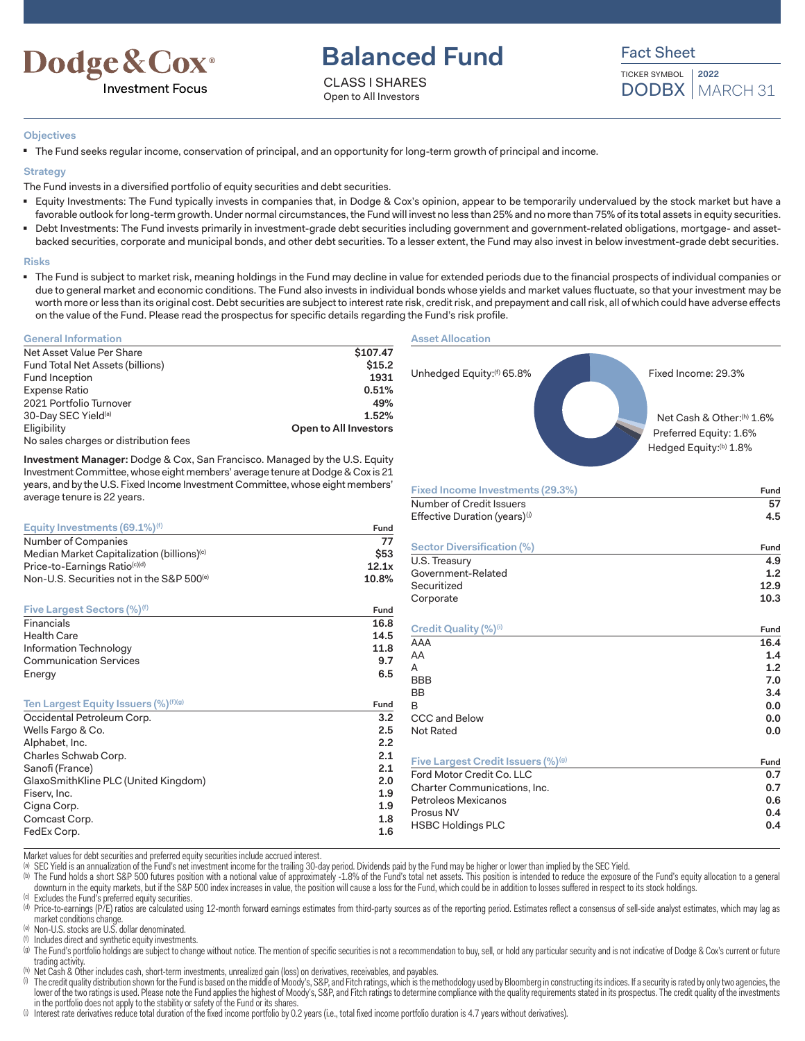# Dodge & Cox®

Investment Focus

# Balanced Fund

CLASS I SHARES

Open to All Investors

## Fact Sheet

TICKER SYMBOL **DODBX** | **2022** MARCH 31

### Objectives

- The Fund seeks regular income, conservation of principal, and an opportunity for long-term growth of principal and income.

### Strategy

The Fund invests in a diversified portfolio of equity securities and debt securities.

- Equity Investments: The Fund typically invests in companies that, in Dodge & Cox's opinion, appear to be temporarily undervalued by the stock market but have a favorable outlook for long-term growth. Under normal circumstances, the Fund will invest no less than 25% and no more than 75% of its total assets in equity securities.
- Debt Investments: The Fund invests primarily in investment-grade debt securities including government and government-related obligations, mortgage- and asset-backed securities, corporate and municipal bonds, and other debt securities. To a lesser extent, the Fund may also invest in below investment-grade debt securities.

### Risks

- The Fund is subject to market risk, meaning holdings in the Fund may decline in value for extended periods due to the financial prospects of individual companies or due to general market and economic conditions. The Fund also invests in individual bonds whose yields and market values fluctuate, so that your investment may be worth more or less than its original cost. Debt securities are subject to interest rate risk, credit risk, and prepayment and call risk, all of which could have adverse effects on the value of the Fund. Please read the prospectus for specific details regarding the Fund's risk profile.

### General Information

| | |
|---|---|
| Net Asset Value Per Share | **$107.47** |
| Fund Total Net Assets (billions) | **$15.2** |
| Fund Inception | **1931** |
| Expense Ratio | **0.51%** |
| 2021 Portfolio Turnover | **49%** |
| 30-Day SEC Yield[a] | **1.52%** |
| Eligibility | **Open to All Investors** |
| No sales charges or distribution fees | |

**Investment Manager:** Dodge & Cox, San Francisco. Managed by the U.S. Equity Investment Committee, whose eight members' average tenure at Dodge & Cox is 21 years, and by the U.S. Fixed Income Investment Committee, whose eight members' average tenure is 22 years.

### Equity Investments (69.1%)[f]

| | Fund |
|---|---|
| Number of Companies | **77** |
| Median Market Capitalization (billions)[c] | **$53** |
| Price-to-Earnings Ratio[c][d] | **12.1x** |
| Non-U.S. Securities not in the S&P 500[e] | **10.8%** |

### Five Largest Sectors (%)[f]

| | Fund |
|---|---|
| Financials | **16.8** |
| Health Care | **14.5** |
| Information Technology | **11.8** |
| Communication Services | **9.7** |
| Energy | **6.5** |

### Ten Largest Equity Issuers (%)[f][g]

| | Fund |
|---|---|
| Occidental Petroleum Corp. | **3.2** |
| Wells Fargo & Co. | **2.5** |
| Alphabet, Inc. | **2.2** |
| Charles Schwab Corp. | **2.1** |
| Sanofi (France) | **2.1** |
| GlaxoSmithKline PLC (United Kingdom) | **2.0** |
| Fiserv, Inc. | **1.9** |
| Cigna Corp. | **1.9** |
| Comcast Corp. | **1.8** |
| FedEx Corp. | **1.6** |

### Asset Allocation

- Unhedged Equity:[f] 65.8%
- Fixed Income: 29.3%
- Net Cash & Other:[h] 1.6%
- Preferred Equity: 1.6%
- Hedged Equity:[b] 1.8%

### Fixed Income Investments (29.3%)

| | Fund |
|---|---|
| Number of Credit Issuers | **57** |
| Effective Duration (years)[j] | **4.5** |

### Sector Diversification (%)

| | Fund |
|---|---|
| U.S. Treasury | **4.9** |
| Government-Related | **1.2** |
| Securitized | **12.9** |
| Corporate | **10.3** |

### Credit Quality (%)[i]

| | Fund |
|---|---|
| AAA | **16.4** |
| AA | **1.4** |
| A | **1.2** |
| BBB | **7.0** |
| BB | **3.4** |
| B | **0.0** |
| CCC and Below | **0.0** |
| Not Rated | **0.0** |

### Five Largest Credit Issuers (%)[g]

| | Fund |
|---|---|
| Ford Motor Credit Co. LLC | **0.7** |
| Charter Communications, Inc. | **0.7** |
| Petroleos Mexicanos | **0.6** |
| Prosus NV | **0.4** |
| HSBC Holdings PLC | **0.4** |

Market values for debt securities and preferred equity securities include accrued interest.

[a] SEC Yield is an annualization of the Fund's net investment income for the trailing 30-day period. Dividends paid by the Fund may be higher or lower than implied by the SEC Yield.

[b] The Fund holds a short S&P 500 futures position with a notional value of approximately -1.8% of the Fund's total net assets. This position is intended to reduce the exposure of the Fund's equity allocation to a general downturn in the equity markets, but if the S&P 500 index increases in value, the position will cause a loss for the Fund, which could be in addition to losses suffered in respect to its stock holdings.

[c] Excludes the Fund's preferred equity securities.

[d] Price-to-earnings (P/E) ratios are calculated using 12-month forward earnings estimates from third-party sources as of the reporting period. Estimates reflect a consensus of sell-side analyst estimates, which may lag as market conditions change.

[e] Non-U.S. stocks are U.S. dollar denominated.

[f] Includes direct and synthetic equity investments.

[g] The Fund's portfolio holdings are subject to change without notice. The mention of specific securities is not a recommendation to buy, sell, or hold any particular security and is not indicative of Dodge & Cox's current or future trading activity.

[h] Net Cash & Other includes cash, short-term investments, unrealized gain (loss) on derivatives, receivables, and payables.

[i] The credit quality distribution shown for the Fund is based on the middle of Moody's, S&P, and Fitch ratings, which is the methodology used by Bloomberg in constructing its indices. If a security is rated by only two agencies, the lower of the two ratings is used. Please note the Fund applies the highest of Moody's, S&P, and Fitch ratings to determine compliance with the quality requirements stated in its prospectus. The credit quality of the investments in the portfolio does not apply to the stability or safety of the Fund or its shares.

[j] Interest rate derivatives reduce total duration of the fixed income portfolio by 0.2 years (i.e., total fixed income portfolio duration is 4.7 years without derivatives).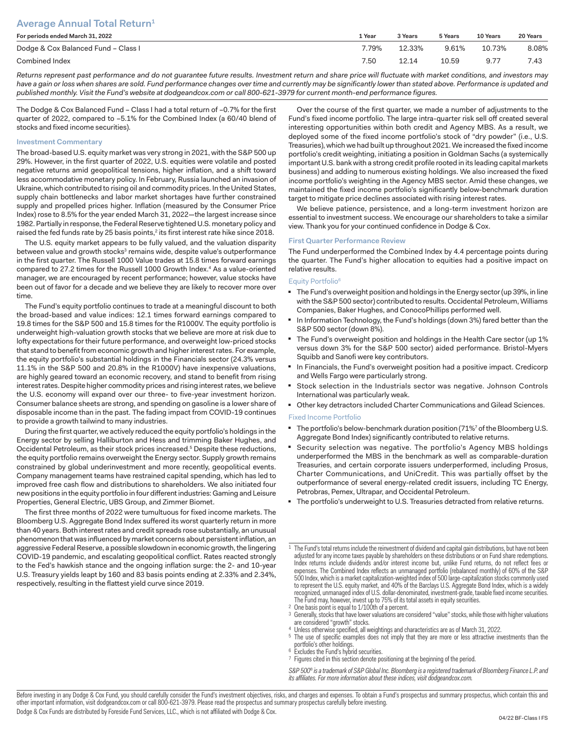## Average Annual Total Return[1]

| For periods ended March 31, 2022 | 1 Year | 3 Years | 5 Years | 10 Years | 20 Years |
|---|---|---|---|---|---|
| Dodge & Cox Balanced Fund – Class I | 7.79% | 12.33% | 9.61% | 10.73% | 8.08% |
| Combined Index | 7.50 | 12.14 | 10.59 | 9.77 | 7.43 |

*Returns represent past performance and do not guarantee future results. Investment return and share price will fluctuate with market conditions, and investors may have a gain or loss when shares are sold. Fund performance changes over time and currently may be significantly lower than stated above. Performance is updated and published monthly. Visit the Fund's website at dodgeandcox.com or call 800-621-3979 for current month-end performance figures.*

The Dodge & Cox Balanced Fund – Class I had a total return of –0.7% for the first quarter of 2022, compared to –5.1% for the Combined Index (a 60/40 blend of stocks and fixed income securities).

### Investment Commentary

The broad-based U.S. equity market was very strong in 2021, with the S&P 500 up 29%. However, in the first quarter of 2022, U.S. equities were volatile and posted negative returns amid geopolitical tensions, higher inflation, and a shift toward less accommodative monetary policy. In February, Russia launched an invasion of Ukraine, which contributed to rising oil and commodity prices. In the United States, supply chain bottlenecks and labor market shortages have further constrained supply and propelled prices higher. Inflation (measured by the Consumer Price Index) rose to 8.5% for the year ended March 31, 2022—the largest increase since 1982. Partially in response, the Federal Reserve tightened U.S. monetary policy and raised the fed funds rate by 25 basis points,[2] its first interest rate hike since 2018.

The U.S. equity market appears to be fully valued, and the valuation disparity between value and growth stocks[3] remains wide, despite value's outperformance in the first quarter. The Russell 1000 Value trades at 15.8 times forward earnings compared to 27.2 times for the Russell 1000 Growth Index.[4] As a value-oriented manager, we are encouraged by recent performance; however, value stocks have been out of favor for a decade and we believe they are likely to recover more over time.

The Fund's equity portfolio continues to trade at a meaningful discount to both the broad-based and value indices: 12.1 times forward earnings compared to 19.8 times for the S&P 500 and 15.8 times for the R1000V. The equity portfolio is underweight high-valuation growth stocks that we believe are more at risk due to lofty expectations for their future performance, and overweight low-priced stocks that stand to benefit from economic growth and higher interest rates. For example, the equity portfolio's substantial holdings in the Financials sector (24.3% versus 11.1% in the S&P 500 and 20.8% in the R1000V) have inexpensive valuations, are highly geared toward an economic recovery, and stand to benefit from rising interest rates. Despite higher commodity prices and rising interest rates, we believe the U.S. economy will expand over our three- to five-year investment horizon. Consumer balance sheets are strong, and spending on gasoline is a lower share of disposable income than in the past. The fading impact from COVID-19 continues to provide a growth tailwind to many industries.

During the first quarter, we actively reduced the equity portfolio's holdings in the Energy sector by selling Halliburton and Hess and trimming Baker Hughes, and Occidental Petroleum, as their stock prices increased.[5] Despite these reductions, the equity portfolio remains overweight the Energy sector. Supply growth remains constrained by global underinvestment and more recently, geopolitical events. Company management teams have restrained capital spending, which has led to improved free cash flow and distributions to shareholders. We also initiated four new positions in the equity portfolio in four different industries: Gaming and Leisure Properties, General Electric, UBS Group, and Zimmer Biomet.

The first three months of 2022 were tumultuous for fixed income markets. The Bloomberg U.S. Aggregate Bond Index suffered its worst quarterly return in more than 40 years. Both interest rates and credit spreads rose substantially, an unusual phenomenon that was influenced by market concerns about persistent inflation, an aggressive Federal Reserve, a possible slowdown in economic growth, the lingering COVID-19 pandemic, and escalating geopolitical conflict. Rates reacted strongly to the Fed's hawkish stance and the ongoing inflation surge: the 2- and 10-year U.S. Treasury yields leapt by 160 and 83 basis points ending at 2.33% and 2.34%, respectively, resulting in the flattest yield curve since 2019.

Over the course of the first quarter, we made a number of adjustments to the Fund's fixed income portfolio. The large intra-quarter risk sell off created several interesting opportunities within both credit and Agency MBS. As a result, we deployed some of the fixed income portfolio's stock of "dry powder" (i.e., U.S. Treasuries), which we had built up throughout 2021. We increased the fixed income portfolio's credit weighting, initiating a position in Goldman Sachs (a systemically important U.S. bank with a strong credit profile rooted in its leading capital markets business) and adding to numerous existing holdings. We also increased the fixed income portfolio's weighting in the Agency MBS sector. Amid these changes, we maintained the fixed income portfolio's significantly below-benchmark duration target to mitigate price declines associated with rising interest rates.

We believe patience, persistence, and a long-term investment horizon are essential to investment success. We encourage our shareholders to take a similar view. Thank you for your continued confidence in Dodge & Cox.

### First Quarter Performance Review

The Fund underperformed the Combined Index by 4.4 percentage points during the quarter. The Fund's higher allocation to equities had a positive impact on relative results.

#### Equity Portfolio[6]

- The Fund's overweight position and holdings in the Energy sector (up 39%, in line with the S&P 500 sector) contributed to results. Occidental Petroleum, Williams Companies, Baker Hughes, and ConocoPhillips performed well.
- In Information Technology, the Fund's holdings (down 3%) fared better than the S&P 500 sector (down 8%).
- The Fund's overweight position and holdings in the Health Care sector (up 1% versus down 3% for the S&P 500 sector) aided performance. Bristol-Myers Squibb and Sanofi were key contributors.
- In Financials, the Fund's overweight position had a positive impact. Credicorp and Wells Fargo were particularly strong.
- Stock selection in the Industrials sector was negative. Johnson Controls International was particularly weak.
- Other key detractors included Charter Communications and Gilead Sciences.

#### Fixed Income Portfolio

- The portfolio's below-benchmark duration position (71%[7] of the Bloomberg U.S. Aggregate Bond Index) significantly contributed to relative returns.
- Security selection was negative. The portfolio's Agency MBS holdings underperformed the MBS in the benchmark as well as comparable-duration Treasuries, and certain corporate issuers underperformed, including Prosus, Charter Communications, and UniCredit. This was partially offset by the outperformance of several energy-related credit issuers, including TC Energy, Petrobras, Pemex, Ultrapar, and Occidental Petroleum.
- The portfolio's underweight to U.S. Treasuries detracted from relative returns.

---

[1] The Fund's total returns include the reinvestment of dividend and capital gain distributions, but have not been adjusted for any income taxes payable by shareholders on these distributions or on Fund share redemptions. Index returns include dividends and/or interest income but, unlike Fund returns, do not reflect fees or expenses. The Combined Index reflects an unmanaged portfolio (rebalanced monthly) of 60% of the S&P 500 Index, which is a market capitalization-weighted index of 500 large-capitalization stocks commonly used to represent the U.S. equity market, and 40% of the Barclays U.S. Aggregate Bond Index, which is a widely recognized, unmanaged index of U.S. dollar-denominated, investment-grade, taxable fixed income securities. The Fund may, however, invest up to 75% of its total assets in equity securities.

[2] One basis point is equal to 1/100th of a percent.

[3] Generally, stocks that have lower valuations are considered "value" stocks, while those with higher valuations are considered "growth" stocks.

[4] Unless otherwise specified, all weightings and characteristics are as of March 31, 2022.

[5] The use of specific examples does not imply that they are more or less attractive investments than the portfolio's other holdings.

[6] Excludes the Fund's hybrid securities.

[7] Figures cited in this section denote positioning at the beginning of the period.

*S&P 500® is a trademark of S&P Global Inc. Bloomberg is a registered trademark of Bloomberg Finance L.P. and its affiliates. For more information about these indices, visit dodgeandcox.com.*

Before investing in any Dodge & Cox Fund, you should carefully consider the Fund's investment objectives, risks, and charges and expenses. To obtain a Fund's prospectus and summary prospectus, which contain this and other important information, visit dodgeandcox.com or call 800-621-3979. Please read the prospectus and summary prospectus carefully before investing.

Dodge & Cox Funds are distributed by Foreside Fund Services, LLC., which is not affiliated with Dodge & Cox.

04/22 BF-Class I FS